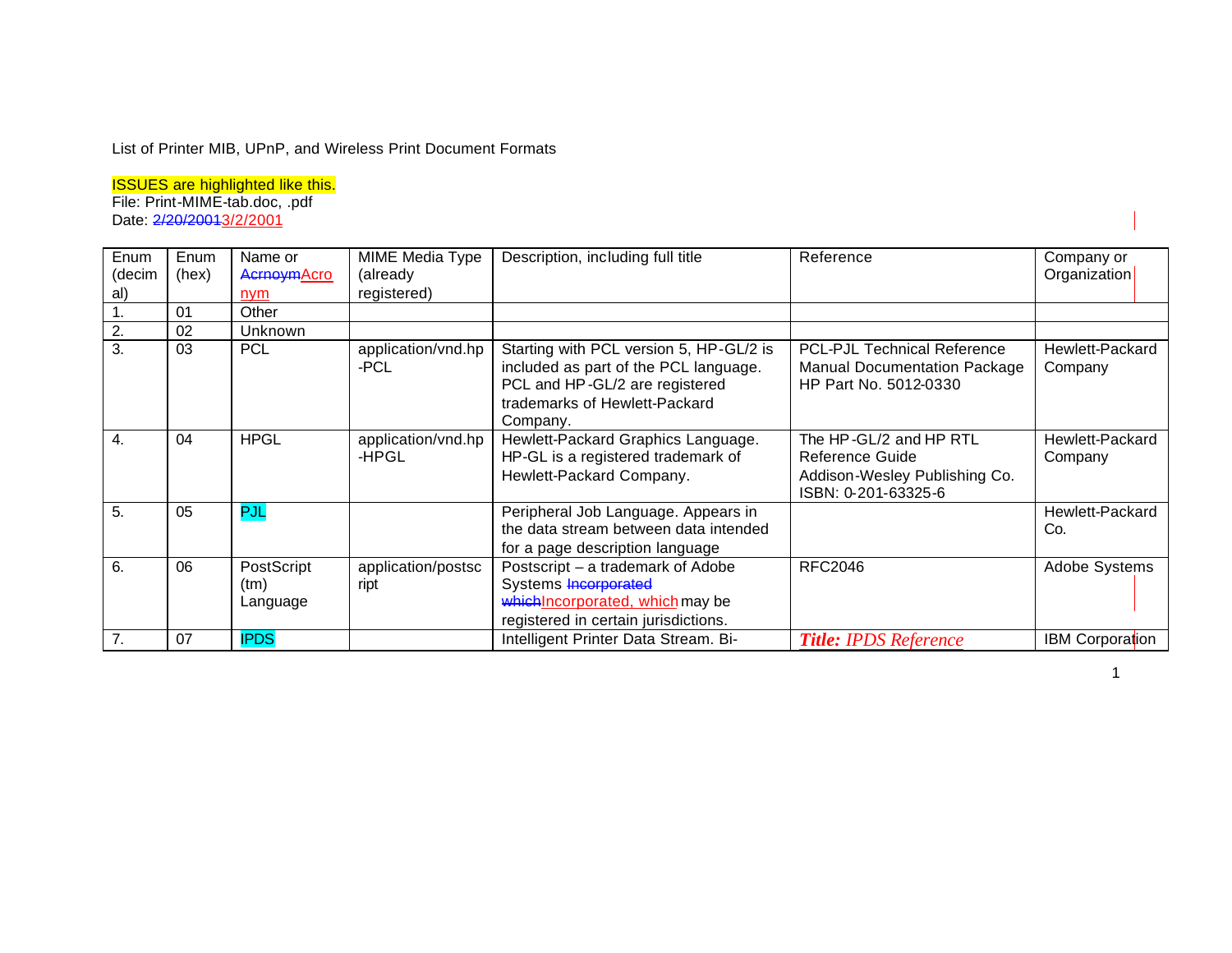List of Printer MIB, UPnP, and Wireless Print Document Formats

ISSUES are highlighted like this.
File: Print-MIME-tab.doc, .pdf
Date: ~~2/20/2001~~3/2/2001

| Enum (decimal) | Enum (hex) | Name or ~~Acrnoym~~Acronym | MIME Media Type (already registered) | Description, including full title | Reference | Company or Organization |
|---|---|---|---|---|---|---|
| 1. | 01 | Other | | | | |
| 2. | 02 | Unknown | | | | |
| 3. | 03 | PCL | application/vnd.hp-PCL | Starting with PCL version 5, HP-GL/2 is included as part of the PCL language. PCL and HP-GL/2 are registered trademarks of Hewlett-Packard Company. | PCL-PJL Technical Reference Manual Documentation Package HP Part No. 5012-0330 | Hewlett-Packard Company |
| 4. | 04 | HPGL | application/vnd.hp-HPGL | Hewlett-Packard Graphics Language. HP-GL is a registered trademark of Hewlett-Packard Company. | The HP-GL/2 and HP RTL Reference Guide Addison-Wesley Publishing Co. ISBN: 0-201-63325-6 | Hewlett-Packard Co. |
| 5. | 05 | PJL | | Peripheral Job Language. Appears in the data stream between data intended for a page description language | | Hewlett-Packard Co. |
| 6. | 06 | PostScript (tm) Language | application/postscript | Postscript – a trademark of Adobe Systems ~~Incorporated which~~Incorporated, which may be registered in certain jurisdictions. | RFC2046 | Adobe Systems |
| 7. | 07 | IPDS | | Intelligent Printer Data Stream. Bi- | ***Title:*** *IPDS Reference* | IBM Corporation |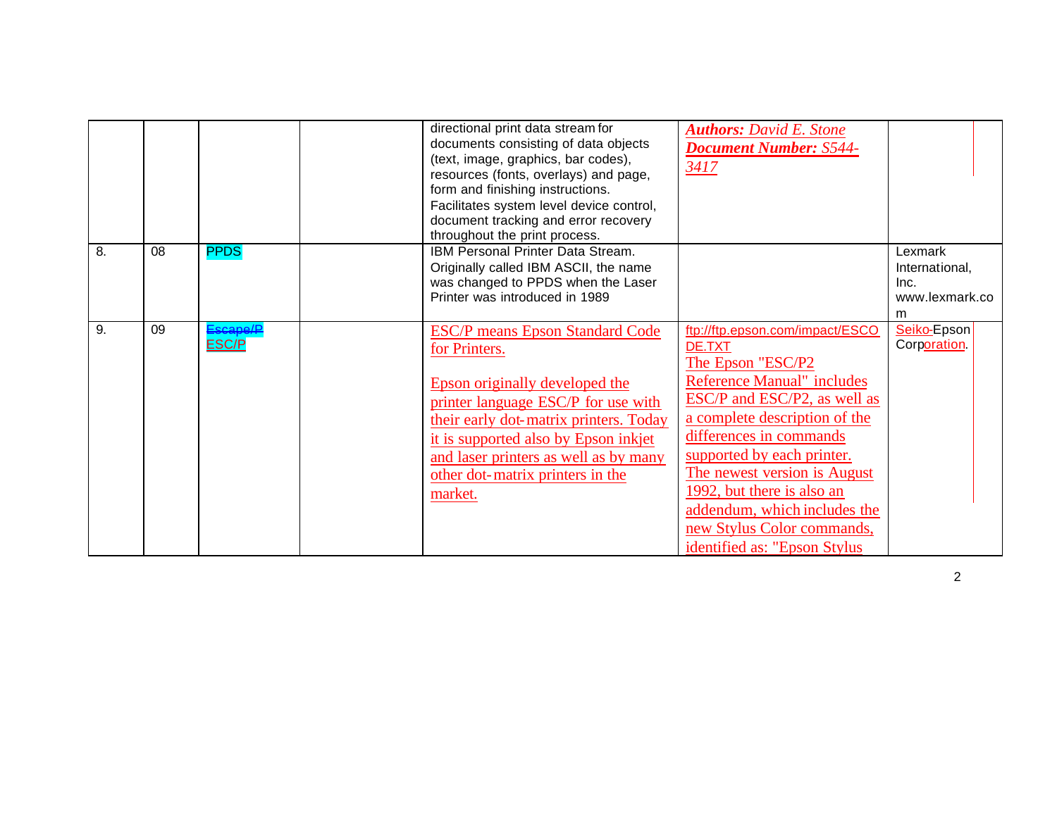| | | | | | | |
|---|---|---|---|---|---|---|
| | | | | directional print data stream for documents consisting of data objects (text, image, graphics, bar codes), resources (fonts, overlays) and page, form and finishing instructions. Facilitates system level device control, document tracking and error recovery throughout the print process. | ***Authors:*** *David E. Stone* ***Document Number:*** *S544-3417* | |
| 8. | 08 | PPDS | | IBM Personal Printer Data Stream. Originally called IBM ASCII, the name was changed to PPDS when the Laser Printer was introduced in 1989 | | Lexmark International, Inc. www.lexmark.com |
| 9. | 09 | ~~Escape/P~~ ESC/P | | ESC/P means Epson Standard Code for Printers.<br><br>Epson originally developed the printer language ESC/P for use with their early dot-matrix printers. Today it is supported also by Epson inkjet and laser printers as well as by many other dot-matrix printers in the market. | ftp://ftp.epson.com/impact/ESCODE.TXT The Epson "ESC/P2 Reference Manual" includes ESC/P and ESC/P2, as well as a complete description of the differences in commands supported by each printer. The newest version is August 1992, but there is also an addendum, which includes the new Stylus Color commands, identified as: "Epson Stylus | ~~Seiko-~~Epson Corporation. |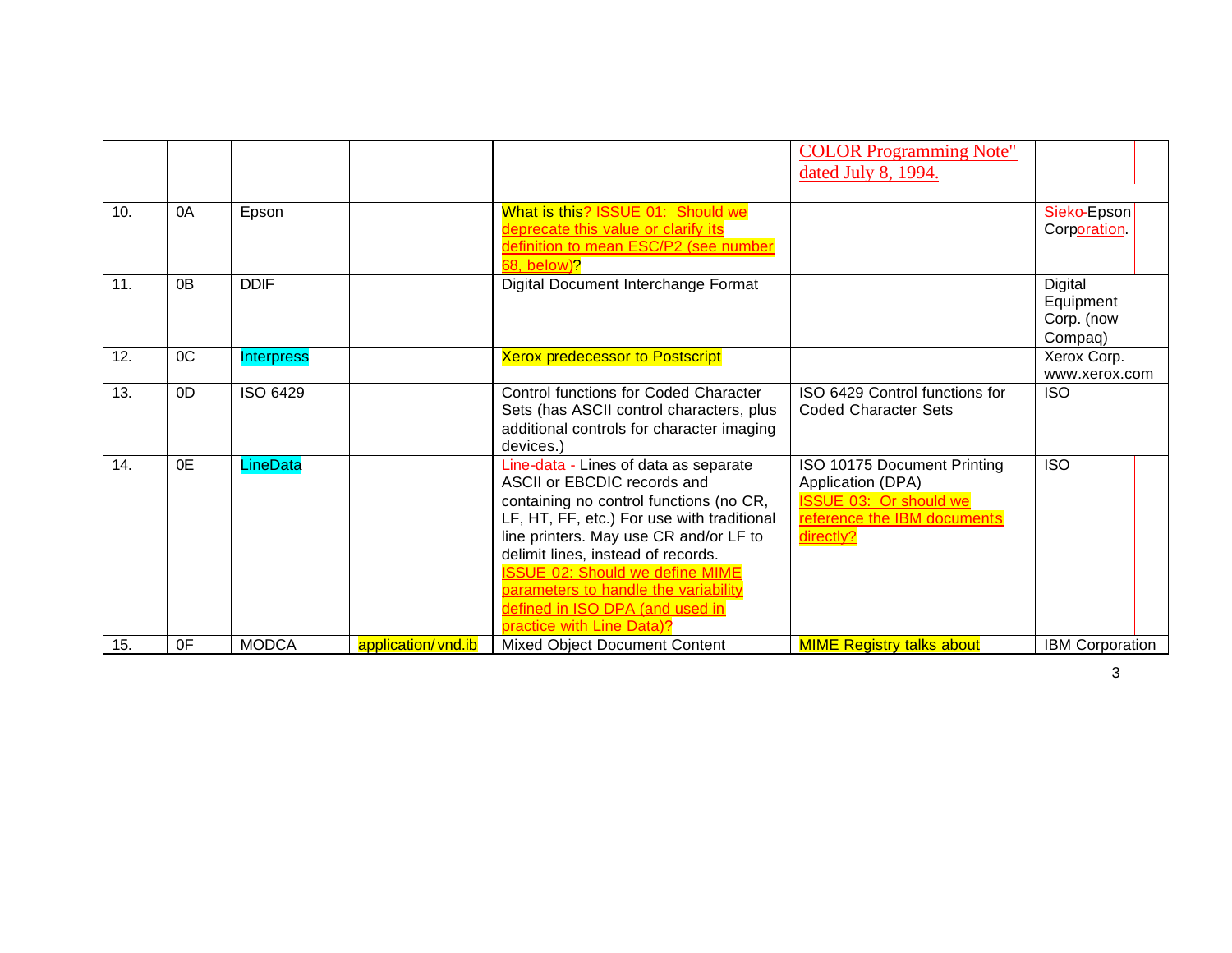| | | | | | COLOR Programming Note" dated July 8, 1994. | |
|---|---|---|---|---|---|---|
| 10. | 0A | Epson | | What is this? ISSUE 01: Should we deprecate this value or clarify its definition to mean ESC/P2 (see number 68, below)? | | Sieko-Epson Corporation. |
| 11. | 0B | DDIF | | Digital Document Interchange Format | | Digital Equipment Corp. (now Compaq) |
| 12. | 0C | Interpress | | Xerox predecessor to Postscript | | Xerox Corp. www.xerox.com |
| 13. | 0D | ISO 6429 | | Control functions for Coded Character Sets (has ASCII control characters, plus additional controls for character imaging devices.) | ISO 6429 Control functions for Coded Character Sets | ISO |
| 14. | 0E | LineData | | Line-data - Lines of data as separate ASCII or EBCDIC records and containing no control functions (no CR, LF, HT, FF, etc.) For use with traditional line printers. May use CR and/or LF to delimit lines, instead of records. ISSUE 02: Should we define MIME parameters to handle the variability defined in ISO DPA (and used in practice with Line Data)? | ISO 10175 Document Printing Application (DPA) ISSUE 03: Or should we reference the IBM documents directly? | ISO |
| 15. | 0F | MODCA | application/vnd.ib | Mixed Object Document Content | MIME Registry talks about | IBM Corporation |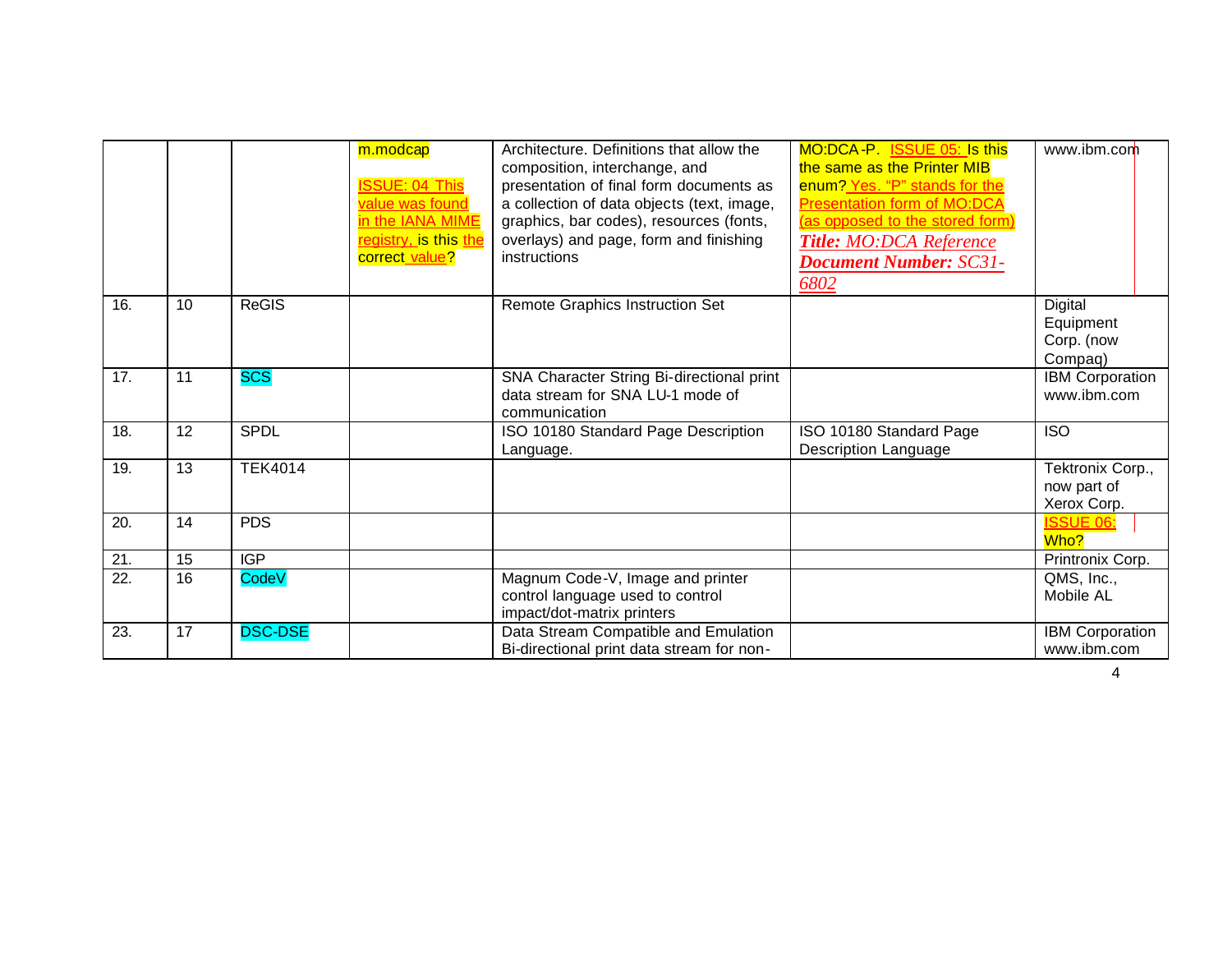| | | | | | | |
|---|---|---|---|---|---|---|
| | | | m.modcap<br><br>ISSUE: 04 This value was found in the IANA MIME registry, is this the correct value? | Architecture. Definitions that allow the composition, interchange, and presentation of final form documents as a collection of data objects (text, image, graphics, bar codes), resources (fonts, overlays) and page, form and finishing instructions | MO:DCA-P. ISSUE 05: Is this the same as the Printer MIB enum? Yes. "P" stands for the Presentation form of MO:DCA (as opposed to the stored form) ***Title:*** *MO:DCA Reference* ***Document Number:*** *SC31-6802* | www.ibm.com |
| 16. | 10 | ReGIS | | Remote Graphics Instruction Set | | Digital Equipment Corp. (now Compaq) |
| 17. | 11 | SCS | | SNA Character String Bi-directional print data stream for SNA LU-1 mode of communication | | IBM Corporation www.ibm.com |
| 18. | 12 | SPDL | | ISO 10180 Standard Page Description Language. | ISO 10180 Standard Page Description Language | ISO |
| 19. | 13 | TEK4014 | | | | Tektronix Corp., now part of Xerox Corp. |
| 20. | 14 | PDS | | | | ISSUE 06: Who? |
| 21. | 15 | IGP | | | | Printronix Corp. |
| 22. | 16 | CodeV | | Magnum Code-V, Image and printer control language used to control impact/dot-matrix printers | | QMS, Inc., Mobile AL |
| 23. | 17 | DSC-DSE | | Data Stream Compatible and Emulation Bi-directional print data stream for non- | | IBM Corporation www.ibm.com |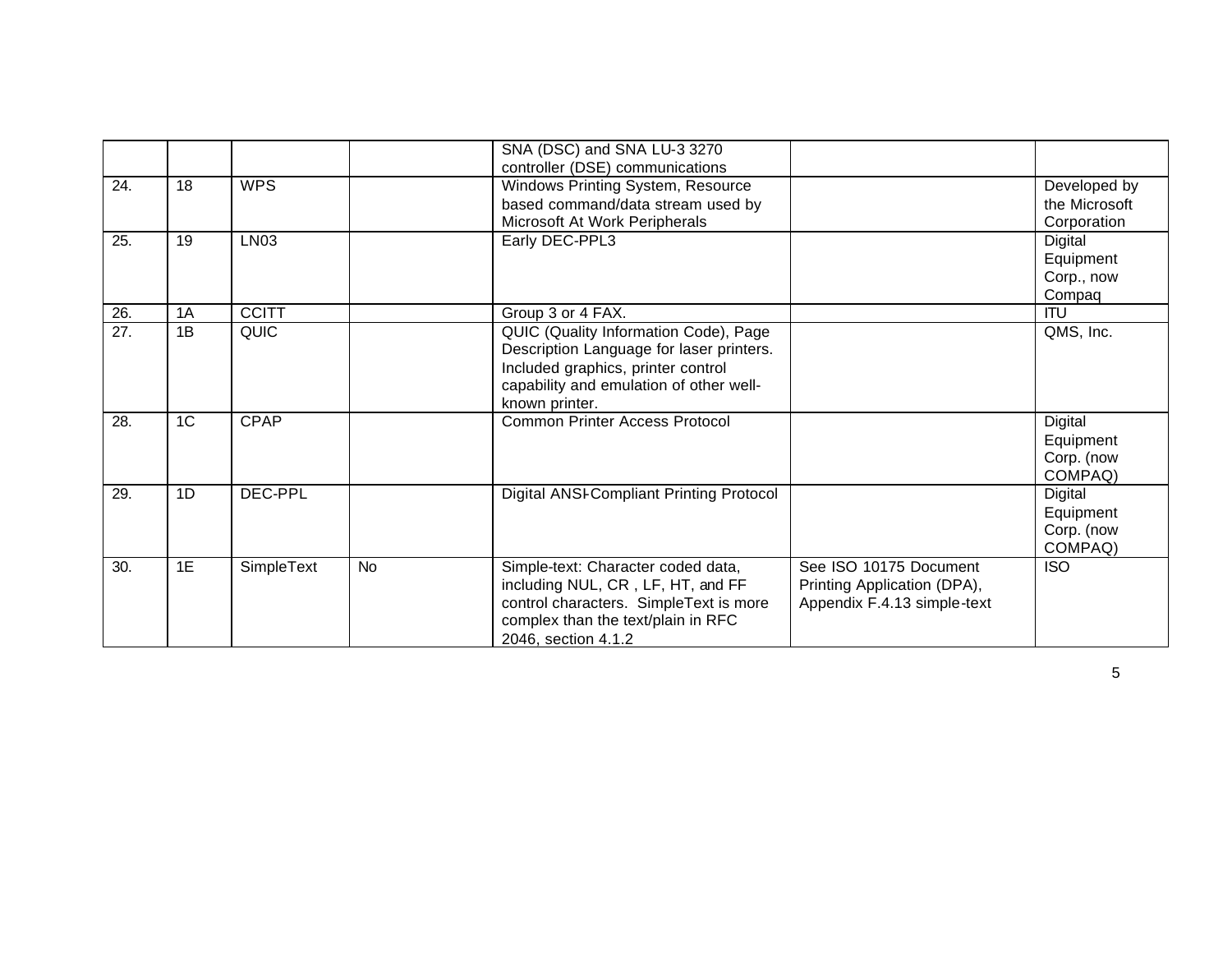| | | | | | | |
|---|---|---|---|---|---|---|
| | | | | SNA (DSC) and SNA LU-3 3270 controller (DSE) communications | | |
| 24. | 18 | WPS | | Windows Printing System, Resource based command/data stream used by Microsoft At Work Peripherals | | Developed by the Microsoft Corporation |
| 25. | 19 | LN03 | | Early DEC-PPL3 | | Digital Equipment Corp., now Compaq |
| 26. | 1A | CCITT | | Group 3 or 4 FAX. | | ITU |
| 27. | 1B | QUIC | | QUIC (Quality Information Code), Page Description Language for laser printers. Included graphics, printer control capability and emulation of other well-known printer. | | QMS, Inc. |
| 28. | 1C | CPAP | | Common Printer Access Protocol | | Digital Equipment Corp. (now COMPAQ) |
| 29. | 1D | DEC-PPL | | Digital ANSI-Compliant Printing Protocol | | Digital Equipment Corp. (now COMPAQ) |
| 30. | 1E | SimpleText | No | Simple-text: Character coded data, including NUL, CR , LF, HT, and FF control characters. SimpleText is more complex than the text/plain in RFC 2046, section 4.1.2 | See ISO 10175 Document Printing Application (DPA), Appendix F.4.13 simple-text | ISO |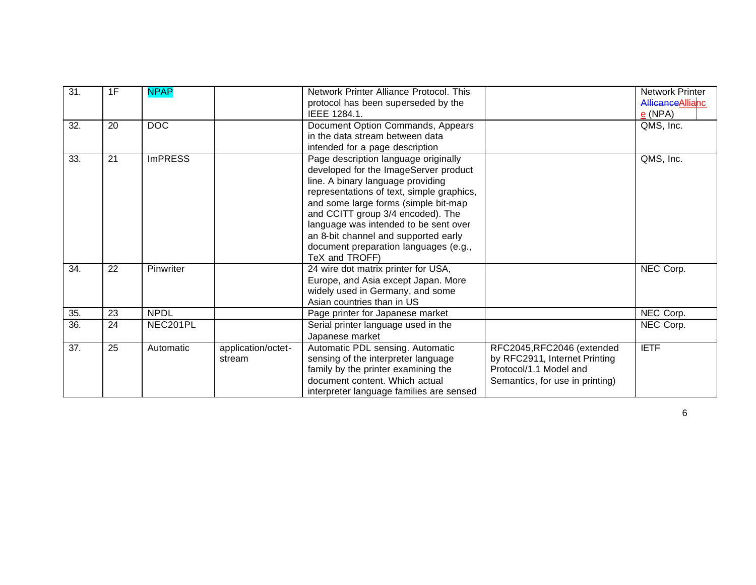| 31. | 1F | NPAP | | Network Printer Alliance Protocol. This protocol has been superseded by the IEEE 1284.1. | | Network Printer ~~Allicance~~Alliance (NPA) |
|---|---|---|---|---|---|---|
| 32. | 20 | DOC | | Document Option Commands, Appears in the data stream between data intended for a page description | | QMS, Inc. |
| 33. | 21 | ImPRESS | | Page description language originally developed for the ImageServer product line. A binary language providing representations of text, simple graphics, and some large forms (simple bit-map and CCITT group 3/4 encoded). The language was intended to be sent over an 8-bit channel and supported early document preparation languages (e.g., TeX and TROFF) | | QMS, Inc. |
| 34. | 22 | Pinwriter | | 24 wire dot matrix printer for USA, Europe, and Asia except Japan. More widely used in Germany, and some Asian countries than in US | | NEC Corp. |
| 35. | 23 | NPDL | | Page printer for Japanese market | | NEC Corp. |
| 36. | 24 | NEC201PL | | Serial printer language used in the Japanese market | | NEC Corp. |
| 37. | 25 | Automatic | application/octet-stream | Automatic PDL sensing. Automatic sensing of the interpreter language family by the printer examining the document content. Which actual interpreter language families are sensed | RFC2045,RFC2046 (extended by RFC2911, Internet Printing Protocol/1.1 Model and Semantics, for use in printing) | IETF |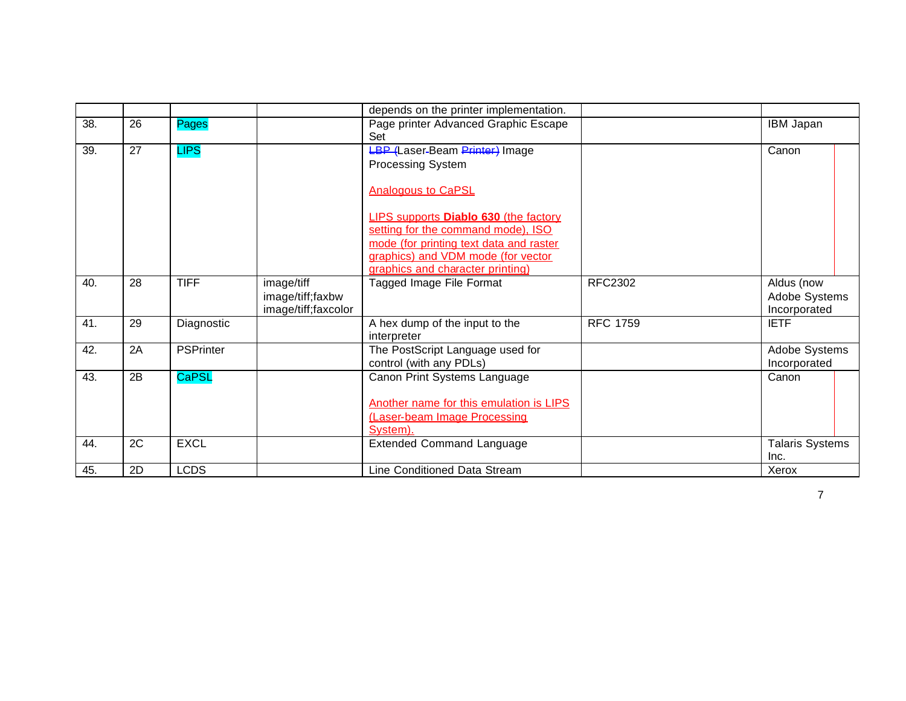| | | | | depends on the printer implementation. | | |
|---|---|---|---|---|---|---|
| 38. | 26 | Pages | | Page printer Advanced Graphic Escape Set | | IBM Japan |
| 39. | 27 | LIPS | | ~~LBP (~~Laser-Beam ~~Printer)~~ Image Processing System<br><br>Analogous to CaPSL<br><br>LIPS supports **Diablo 630** (the factory setting for the command mode), ISO mode (for printing text data and raster graphics) and VDM mode (for vector graphics and character printing) | | Canon |
| 40. | 28 | TIFF | image/tiff<br>image/tiff;faxbw<br>image/tiff;faxcolor | Tagged Image File Format | RFC2302 | Aldus (now Adobe Systems Incorporated |
| 41. | 29 | Diagnostic | | A hex dump of the input to the interpreter | RFC 1759 | IETF |
| 42. | 2A | PSPrinter | | The PostScript Language used for control (with any PDLs) | | Adobe Systems Incorporated |
| 43. | 2B | CaPSL | | Canon Print Systems Language<br><br>Another name for this emulation is LIPS (Laser-beam Image Processing System). | | Canon |
| 44. | 2C | EXCL | | Extended Command Language | | Talaris Systems Inc. |
| 45. | 2D | LCDS | | Line Conditioned Data Stream | | Xerox |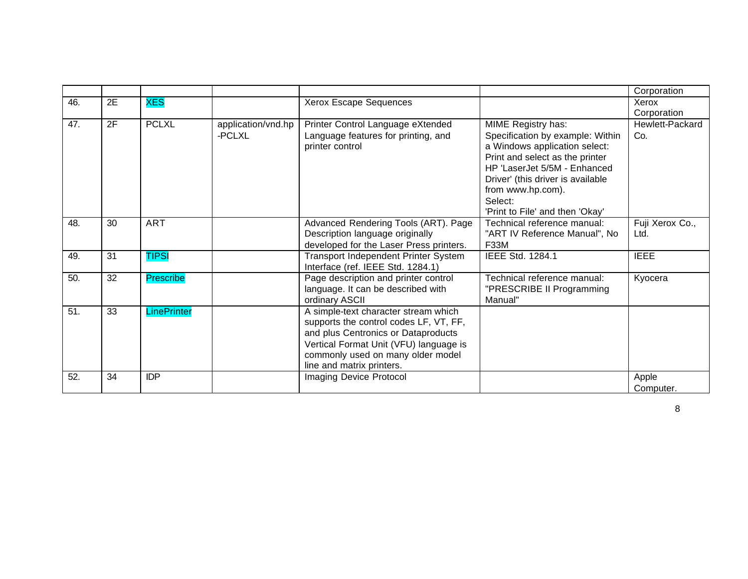| | | | | | | |
|---|---|---|---|---|---|---|
| | | | | | | Corporation |
| 46. | 2E | XES | | Xerox Escape Sequences | | Xerox Corporation |
| 47. | 2F | PCLXL | application/vnd.hp-PCLXL | Printer Control Language eXtended Language features for printing, and printer control | MIME Registry has: Specification by example: Within a Windows application select: Print and select as the printer HP 'LaserJet 5/5M - Enhanced Driver' (this driver is available from www.hp.com). Select: 'Print to File' and then 'Okay' | Hewlett-Packard Co. |
| 48. | 30 | ART | | Advanced Rendering Tools (ART). Page Description language originally developed for the Laser Press printers. | Technical reference manual: "ART IV Reference Manual", No F33M | Fuji Xerox Co., Ltd. |
| 49. | 31 | TIPSI | | Transport Independent Printer System Interface (ref. IEEE Std. 1284.1) | IEEE Std. 1284.1 | IEEE |
| 50. | 32 | Prescribe | | Page description and printer control language. It can be described with ordinary ASCII | Technical reference manual: "PRESCRIBE II Programming Manual" | Kyocera |
| 51. | 33 | LinePrinter | | A simple-text character stream which supports the control codes LF, VT, FF, and plus Centronics or Dataproducts Vertical Format Unit (VFU) language is commonly used on many older model line and matrix printers. | | |
| 52. | 34 | IDP | | Imaging Device Protocol | | Apple Computer. |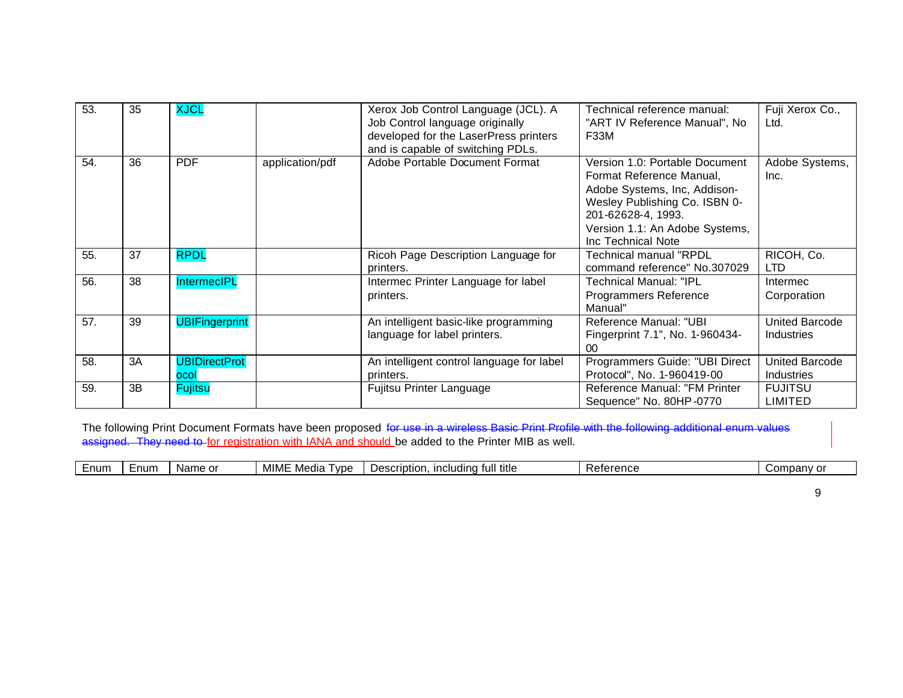| 53. | 35 | XJCL | | Xerox Job Control Language (JCL). A Job Control language originally developed for the LaserPress printers and is capable of switching PDLs. | Technical reference manual: "ART IV Reference Manual", No F33M | Fuji Xerox Co., Ltd. |
|---|---|---|---|---|---|---|
| 54. | 36 | PDF | application/pdf | Adobe Portable Document Format | Version 1.0: Portable Document Format Reference Manual, Adobe Systems, Inc, Addison-Wesley Publishing Co. ISBN 0-201-62628-4, 1993. Version 1.1: An Adobe Systems, Inc Technical Note | Adobe Systems, Inc. |
| 55. | 37 | RPDL | | Ricoh Page Description Language for printers. | Technical manual "RPDL command reference" No.307029 | RICOH, Co. LTD |
| 56. | 38 | IntermecIPL | | Intermec Printer Language for label printers. | Technical Manual: "IPL Programmers Reference Manual" | Intermec Corporation |
| 57. | 39 | UBIFingerprint | | An intelligent basic-like programming language for label printers. | Reference Manual: "UBI Fingerprint 7.1", No. 1-960434-00 | United Barcode Industries |
| 58. | 3A | UBIDirectProtocol | | An intelligent control language for label printers. | Programmers Guide: "UBI Direct Protocol", No. 1-960419-00 | United Barcode Industries |
| 59. | 3B | Fujitsu | | Fujitsu Printer Language | Reference Manual: "FM Printer Sequence" No. 80HP-0770 | FUJITSU LIMITED |

The following Print Document Formats have been proposed ~~for use in a wireless Basic Print Profile with the following additional enum values assigned. They need to~~ for registration with IANA and should be added to the Printer MIB as well.

| Enum | Enum | Name or | MIME Media Type | Description, including full title | Reference | Company or |
|---|---|---|---|---|---|---|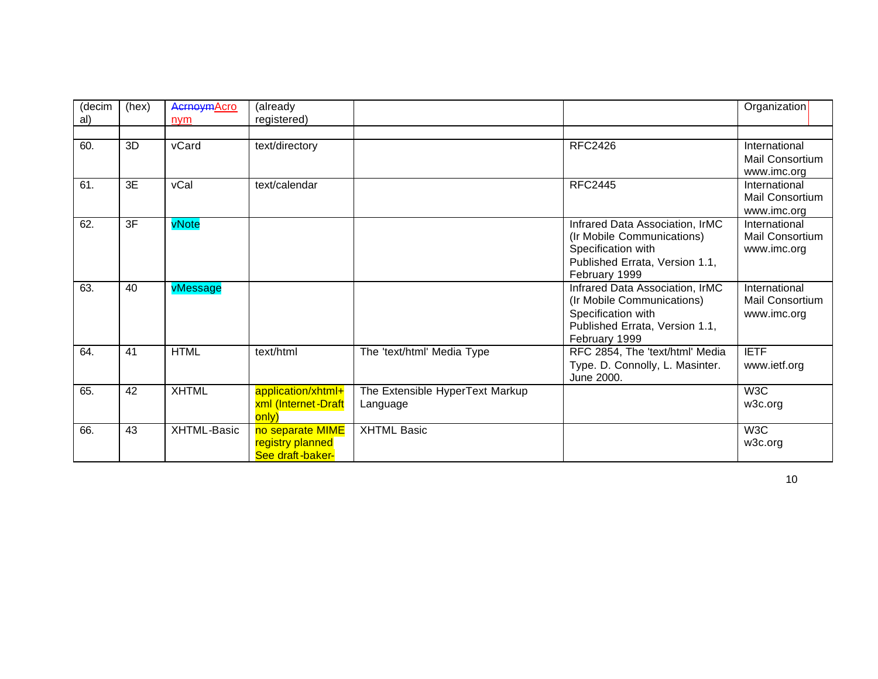| (decimal) | (hex) | ~~Acrnoym~~Acronym | (already registered) | | | Organization |
|---|---|---|---|---|---|---|
| | | | | | | |
| 60. | 3D | vCard | text/directory | | RFC2426 | International Mail Consortium www.imc.org |
| 61. | 3E | vCal | text/calendar | | RFC2445 | International Mail Consortium www.imc.org |
| 62. | 3F | vNote | | | Infrared Data Association, IrMC (Ir Mobile Communications) Specification with Published Errata, Version 1.1, February 1999 | International Mail Consortium www.imc.org |
| 63. | 40 | vMessage | | | Infrared Data Association, IrMC (Ir Mobile Communications) Specification with Published Errata, Version 1.1, February 1999 | International Mail Consortium www.imc.org |
| 64. | 41 | HTML | text/html | The 'text/html' Media Type | RFC 2854, The 'text/html' Media Type. D. Connolly, L. Masinter. June 2000. | IETF www.ietf.org |
| 65. | 42 | XHTML | application/xhtml+xml (Internet-Draft only) | The Extensible HyperText Markup Language | | W3C w3c.org |
| 66. | 43 | XHTML-Basic | no separate MIME registry planned See draft-baker- | XHTML Basic | | W3C w3c.org |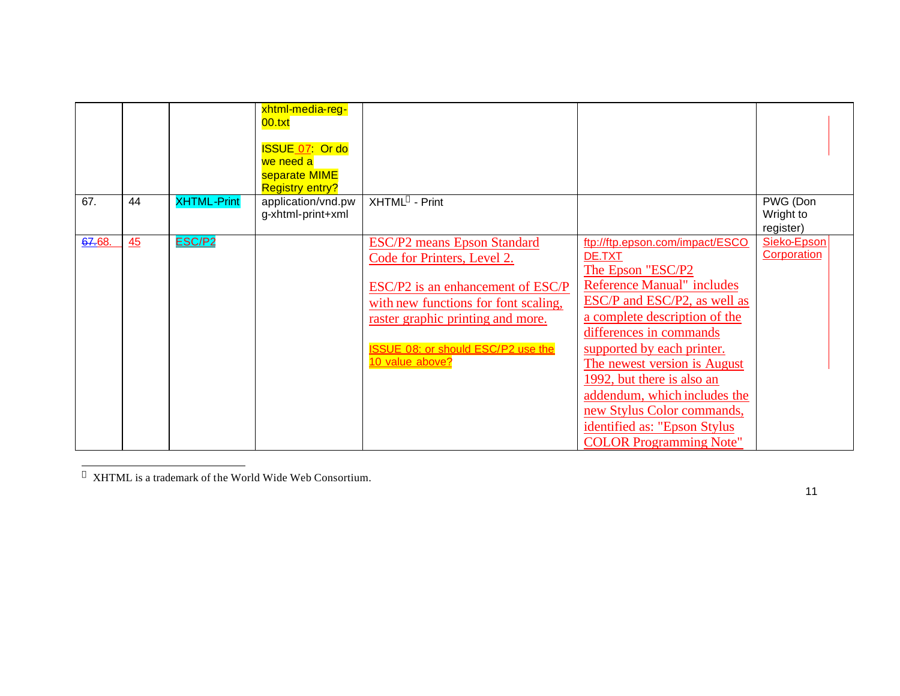|  |  |  | xhtml-media-reg-00.txt<br><br>ISSUE 07: Or do we need a separate MIME Registry entry? |  |  |  |
|---|---|---|---|---|---|---|
| 67. | 44 | XHTML-Print | application/vnd.pwg-xhtml-print+xml | XHTML[1] - Print |  | PWG (Don Wright to register) |
| ~~67.~~68. | 45 | ESC/P2 |  | ESC/P2 means Epson Standard Code for Printers, Level 2.<br><br>ESC/P2 is an enhancement of ESC/P with new functions for font scaling, raster graphic printing and more.<br><br>ISSUE 08: or should ESC/P2 use the 10 value above? | ftp://ftp.epson.com/impact/ESCODE.TXT<br>The Epson "ESC/P2 Reference Manual" includes ESC/P and ESC/P2, as well as a complete description of the differences in commands supported by each printer. The newest version is August 1992, but there is also an addendum, which includes the new Stylus Color commands, identified as: "Epson Stylus COLOR Programming Note" | Sieko-Epson Corporation |

[1] XHTML is a trademark of the World Wide Web Consortium.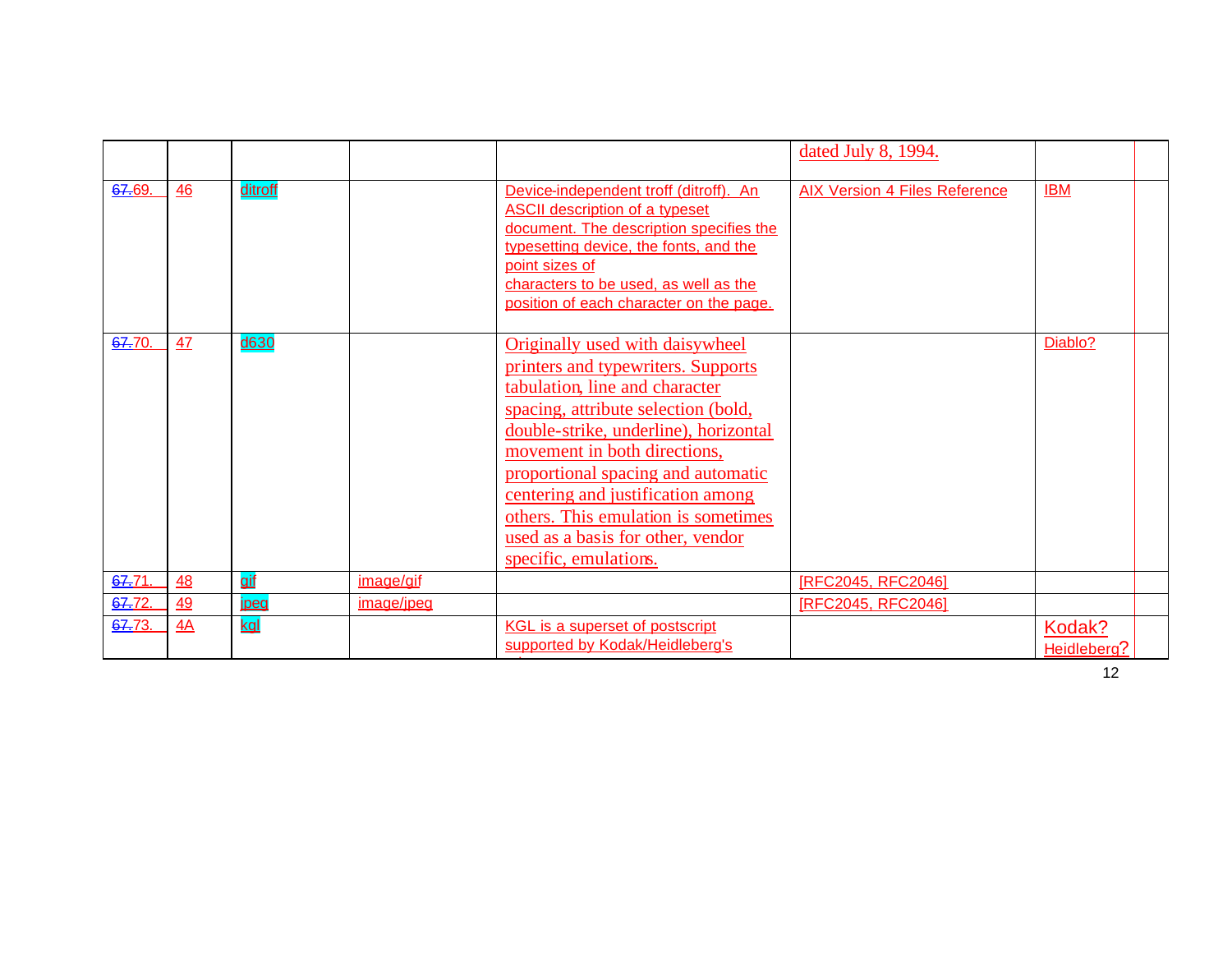|  |  |  |  |  | dated July 8, 1994. |  |  |
|---|---|---|---|---|---|---|---|
| 67.69. | 46 | ditroff |  | Device-independent troff (ditroff). An ASCII description of a typeset document. The description specifies the typesetting device, the fonts, and the point sizes of characters to be used, as well as the position of each character on the page. | AIX Version 4 Files Reference | IBM |  |
| 67.70. | 47 | d630 |  | Originally used with daisywheel printers and typewriters. Supports tabulation, line and character spacing, attribute selection (bold, double-strike, underline), horizontal movement in both directions, proportional spacing and automatic centering and justification among others. This emulation is sometimes used as a basis for other, vendor specific, emulations. |  | Diablo? |  |
| 67.71. | 48 | gif | image/gif |  | [RFC2045, RFC2046] |  |  |
| 67.72. | 49 | jpeg | image/jpeg |  | [RFC2045, RFC2046] |  |  |
| 67.73. | 4A | kgl |  | KGL is a superset of postscript supported by Kodak/Heidleberg's |  | Kodak? Heidleberg? |  |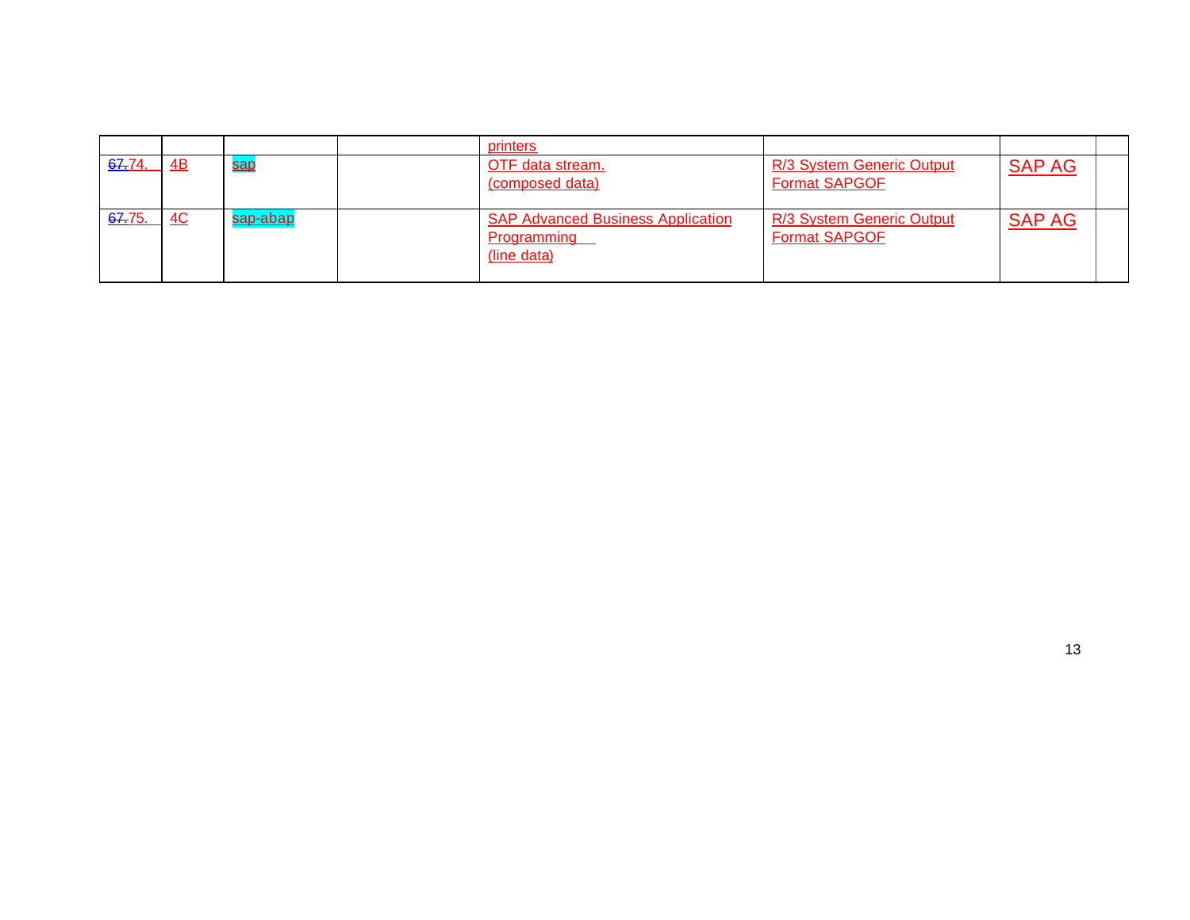| | | | | | | | |
|---|---|---|---|---|---|---|---|
| | | | | printers | | | |
| ~~67.~~74. | 4B | sap | | OTF data stream. (composed data) | R/3 System Generic Output Format SAPGOF | SAP AG | |
| ~~67.~~75. | 4C | sap-abap | | SAP Advanced Business Application Programming (line data) | R/3 System Generic Output Format SAPGOF | SAP AG | |